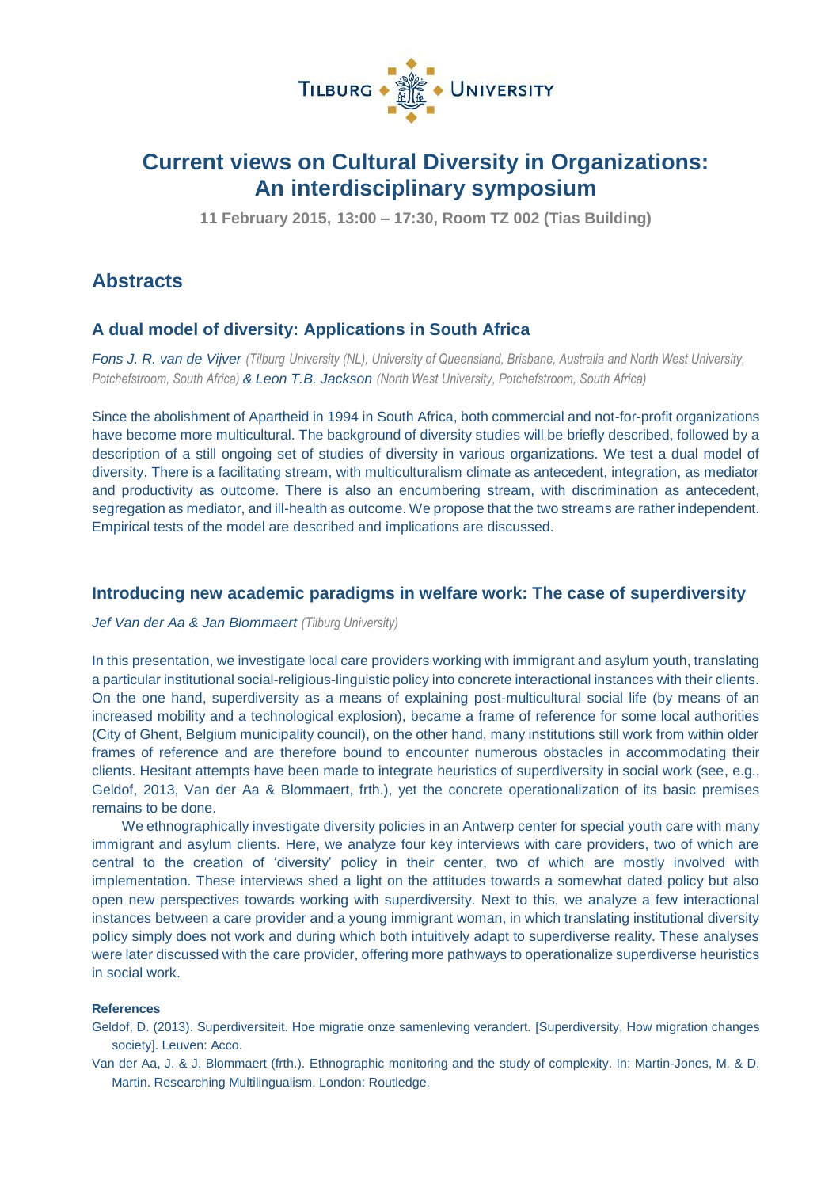TILBURG UNIVERSITY

# Current views on Cultural Diversity in Organizations: An interdisciplinary symposium

**11 February 2015, 13:00 – 17:30, Room TZ 002 (Tias Building)**

## Abstracts

### A dual model of diversity: Applications in South Africa

*Fons J. R. van de Vijver (Tilburg University (NL), University of Queensland, Brisbane, Australia and North West University, Potchefstroom, South Africa) & Leon T.B. Jackson (North West University, Potchefstroom, South Africa)*

Since the abolishment of Apartheid in 1994 in South Africa, both commercial and not-for-profit organizations have become more multicultural. The background of diversity studies will be briefly described, followed by a description of a still ongoing set of studies of diversity in various organizations. We test a dual model of diversity. There is a facilitating stream, with multiculturalism climate as antecedent, integration, as mediator and productivity as outcome. There is also an encumbering stream, with discrimination as antecedent, segregation as mediator, and ill-health as outcome. We propose that the two streams are rather independent. Empirical tests of the model are described and implications are discussed.

### Introducing new academic paradigms in welfare work: The case of superdiversity

*Jef Van der Aa & Jan Blommaert (Tilburg University)*

In this presentation, we investigate local care providers working with immigrant and asylum youth, translating a particular institutional social-religious-linguistic policy into concrete interactional instances with their clients. On the one hand, superdiversity as a means of explaining post-multicultural social life (by means of an increased mobility and a technological explosion), became a frame of reference for some local authorities (City of Ghent, Belgium municipality council), on the other hand, many institutions still work from within older frames of reference and are therefore bound to encounter numerous obstacles in accommodating their clients. Hesitant attempts have been made to integrate heuristics of superdiversity in social work (see, e.g., Geldof, 2013, Van der Aa & Blommaert, frth.), yet the concrete operationalization of its basic premises remains to be done.

We ethnographically investigate diversity policies in an Antwerp center for special youth care with many immigrant and asylum clients. Here, we analyze four key interviews with care providers, two of which are central to the creation of 'diversity' policy in their center, two of which are mostly involved with implementation. These interviews shed a light on the attitudes towards a somewhat dated policy but also open new perspectives towards working with superdiversity. Next to this, we analyze a few interactional instances between a care provider and a young immigrant woman, in which translating institutional diversity policy simply does not work and during which both intuitively adapt to superdiverse reality. These analyses were later discussed with the care provider, offering more pathways to operationalize superdiverse heuristics in social work.

**References**

Geldof, D. (2013). Superdiversiteit. Hoe migratie onze samenleving verandert. [Superdiversity, How migration changes society]. Leuven: Acco.

Van der Aa, J. & J. Blommaert (frth.). Ethnographic monitoring and the study of complexity. In: Martin-Jones, M. & D. Martin. Researching Multilingualism. London: Routledge.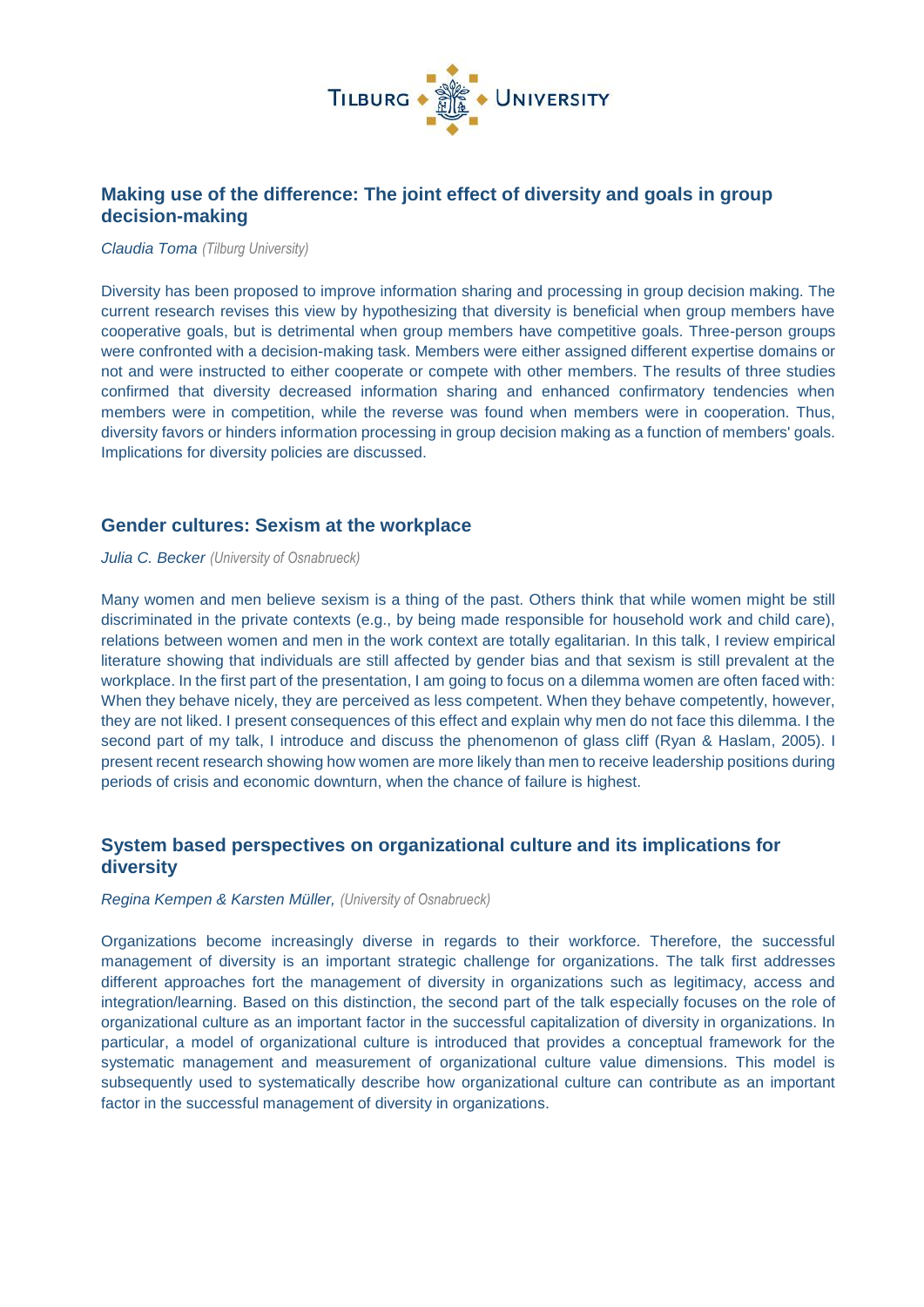## Making use of the difference: The joint effect of diversity and goals in group decision-making

*Claudia Toma (Tilburg University)*

Diversity has been proposed to improve information sharing and processing in group decision making. The current research revises this view by hypothesizing that diversity is beneficial when group members have cooperative goals, but is detrimental when group members have competitive goals. Three-person groups were confronted with a decision-making task. Members were either assigned different expertise domains or not and were instructed to either cooperate or compete with other members. The results of three studies confirmed that diversity decreased information sharing and enhanced confirmatory tendencies when members were in competition, while the reverse was found when members were in cooperation. Thus, diversity favors or hinders information processing in group decision making as a function of members' goals. Implications for diversity policies are discussed.

## Gender cultures: Sexism at the workplace

*Julia C. Becker (University of Osnabrueck)*

Many women and men believe sexism is a thing of the past. Others think that while women might be still discriminated in the private contexts (e.g., by being made responsible for household work and child care), relations between women and men in the work context are totally egalitarian. In this talk, I review empirical literature showing that individuals are still affected by gender bias and that sexism is still prevalent at the workplace. In the first part of the presentation, I am going to focus on a dilemma women are often faced with: When they behave nicely, they are perceived as less competent. When they behave competently, however, they are not liked. I present consequences of this effect and explain why men do not face this dilemma. I the second part of my talk, I introduce and discuss the phenomenon of glass cliff (Ryan & Haslam, 2005). I present recent research showing how women are more likely than men to receive leadership positions during periods of crisis and economic downturn, when the chance of failure is highest.

## System based perspectives on organizational culture and its implications for diversity

*Regina Kempen & Karsten Müller, (University of Osnabrueck)*

Organizations become increasingly diverse in regards to their workforce. Therefore, the successful management of diversity is an important strategic challenge for organizations. The talk first addresses different approaches fort the management of diversity in organizations such as legitimacy, access and integration/learning. Based on this distinction, the second part of the talk especially focuses on the role of organizational culture as an important factor in the successful capitalization of diversity in organizations. In particular, a model of organizational culture is introduced that provides a conceptual framework for the systematic management and measurement of organizational culture value dimensions. This model is subsequently used to systematically describe how organizational culture can contribute as an important factor in the successful management of diversity in organizations.